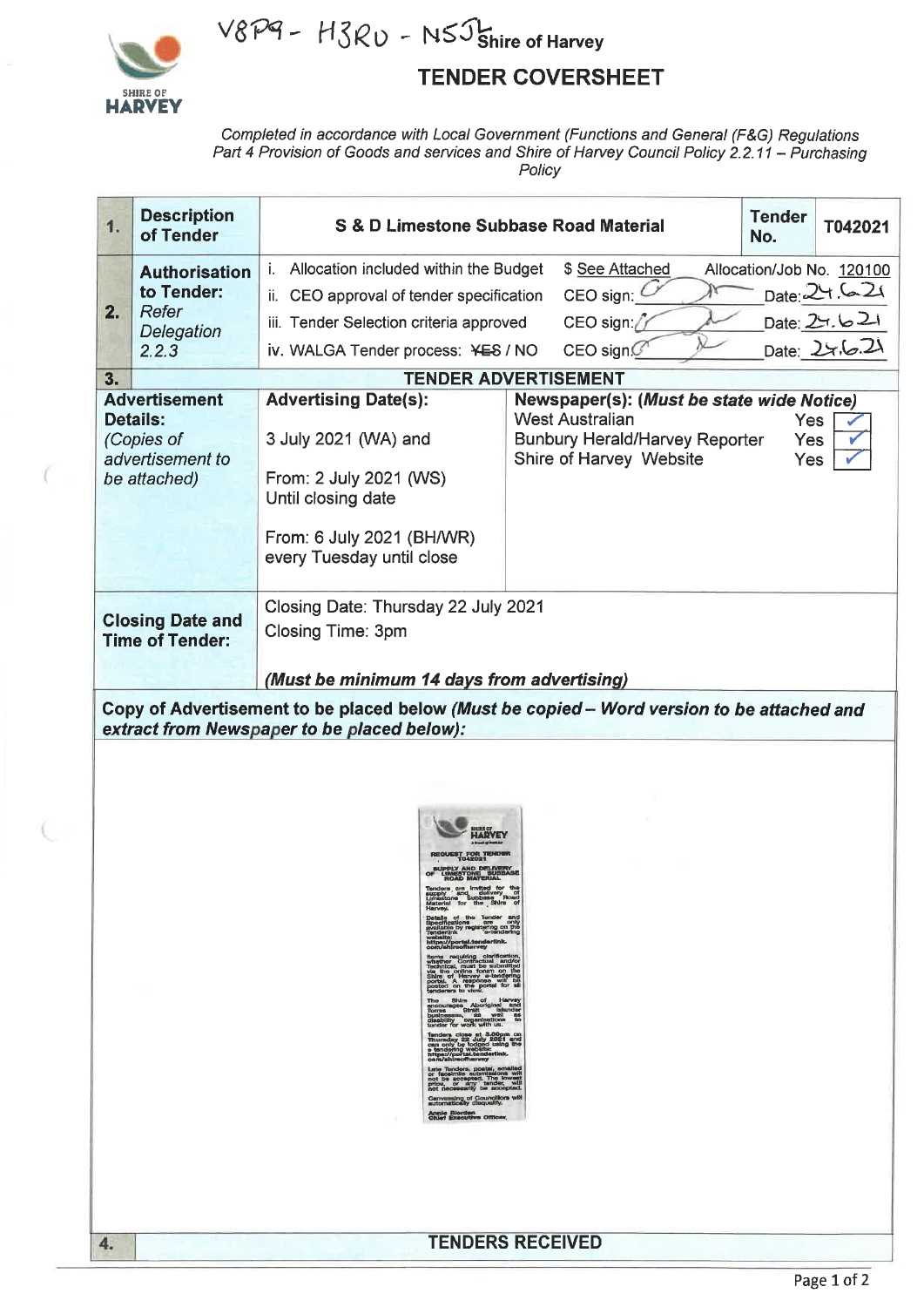V8P9 - H3RD - N5J

# Shire of Harvey

## TENDER COVERSHEET

*Completed in accordance with Local Government (Functions and General (F&G) Regulations Part 4 Provision of Goods and services and Shire of Harvey Council Policy 2.2.11 – Purchasing Policy*

| 1. | **Description of Tender** | **S & D Limestone Subbase Road Material** | | **Tender No.** | **T042021** |
|---|---|---|---|---|---|
| 2. | **Authorisation to Tender:** *Refer Delegation 2.2.3* | i. Allocation included within the Budget | $ See Attached | Allocation/Job No. 120100 | |
| | | ii. CEO approval of tender specification | CEO sign: [signature] | Date: 24.6.21 | |
| | | iii. Tender Selection criteria approved | CEO sign: [signature] | Date: 24.6.21 | |
| | | iv. WALGA Tender process: ~~YES~~ / NO | CEO sign: [signature] | Date: 24.6.21 | |

| 3. | **TENDER ADVERTISEMENT** | |
|---|---|---|
| **Advertisement Details:** *(Copies of advertisement to be attached)* | **Advertising Date(s):** 3 July 2021 (WA) and From: 2 July 2021 (WS) Until closing date From: 6 July 2021 (BH/WR) every Tuesday until close | **Newspaper(s): *(Must be state wide Notice)*** West Australian Yes ✓ Bunbury Herald/Harvey Reporter Yes ✓ Shire of Harvey Website Yes ✓ |
| **Closing Date and Time of Tender:** | Closing Date: Thursday 22 July 2021 Closing Time: 3pm ***(Must be minimum 14 days from advertising)*** | |

**Copy of Advertisement to be placed below *(Must be copied – Word version to be attached and extract from Newspaper to be placed below)*:**

SHIRE OF HARVEY

REQUEST FOR TENDER T042021

SUPPLY AND DELIVERY OF LIMESTONE SUBBASE ROAD MATERIAL

Tenders are invited for the supply and delivery of Limestone Subbase Road Material for the Shire of Harvey.

Details of the Tender and Specifications are only available by registering on the Tenderlink e-tendering website: https://portal.tenderlink.com/shireofharvey

Items requiring clarification, whether Contractual and/or Technical, must be submitted via the online forum on the Shire of Harvey e-tendering portal. A response will be posted on the portal for all tenderers to view.

The Shire of Harvey encourages Aboriginal and Torres Strait Islander businesses, as well as disability organisations to tender for work with us.

Tenders close at 3.00pm on Thursday 22 July 2021 and can only be lodged using the e-tendering website: https://portal.tenderlink.com/shireofharvey

Late Tenders, postal, emailed or facsimile submissions will not be accepted. The lowest price, or any tender, will not necessarily be accepted.

Canvassing of Councillors will automatically disqualify.

Annie Riordan
Chief Executive Officer

| 4. | **TENDERS RECEIVED** |
|---|---|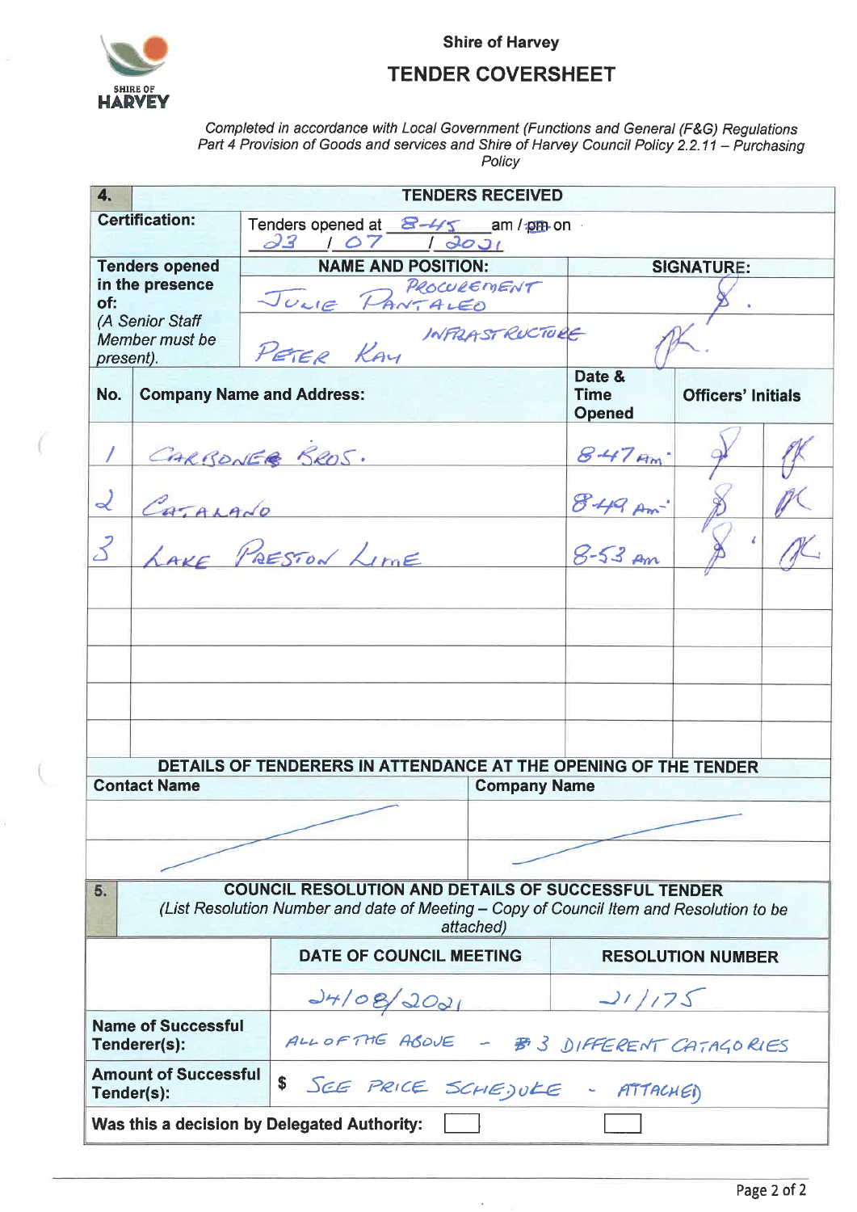Shire of Harvey

# TENDER COVERSHEET

*Completed in accordance with Local Government (Functions and General (F&G) Regulations Part 4 Provision of Goods and services and Shire of Harvey Council Policy 2.2.11 – Purchasing Policy*

| **4.** | **TENDERS RECEIVED** | | | |
|---|---|---|---|---|
| **Certification:** | Tenders opened at 8-45 am / ~~pm~~ on 23 / 07 / 2021 | | | |
| **Tenders opened in the presence of:** *(A Senior Staff Member must be present).* | **NAME AND POSITION:** | | **SIGNATURE:** | |
| | Julie Pantaleo – Procurement | | [signature] | |
| | Peter Kay – Infrastructure | | [signature] | |
| **No.** | **Company Name and Address:** | **Date & Time Opened** | **Officers' Initials** | |
| 1 | Carbone Bros. | 8-47 am | [initials] | [initials] |
| 2 | Catalano | 8-49 am | [initials] | [initials] |
| 3 | Lake Preston Lime | 8-53 am | [initials] | [initials] |
| | | | | |
| | | | | |
| | | | | |
| | | | | |
| | | | | |

| **DETAILS OF TENDERERS IN ATTENDANCE AT THE OPENING OF THE TENDER** | |
|---|---|
| **Contact Name** | **Company Name** |
| — | — |
| — | — |

| **5.** | **COUNCIL RESOLUTION AND DETAILS OF SUCCESSFUL TENDER** *(List Resolution Number and date of Meeting – Copy of Council Item and Resolution to be attached)* | |
|---|---|---|
| | **DATE OF COUNCIL MEETING** | **RESOLUTION NUMBER** |
| | 24/08/2021 | 21/175 |
| **Name of Successful Tenderer(s):** | All of the above – 3 different catagories | |
| **Amount of Successful Tender(s):** | $ See price schedule – attached | |
| **Was this a decision by Delegated Authority:** | ☐ | ☐ |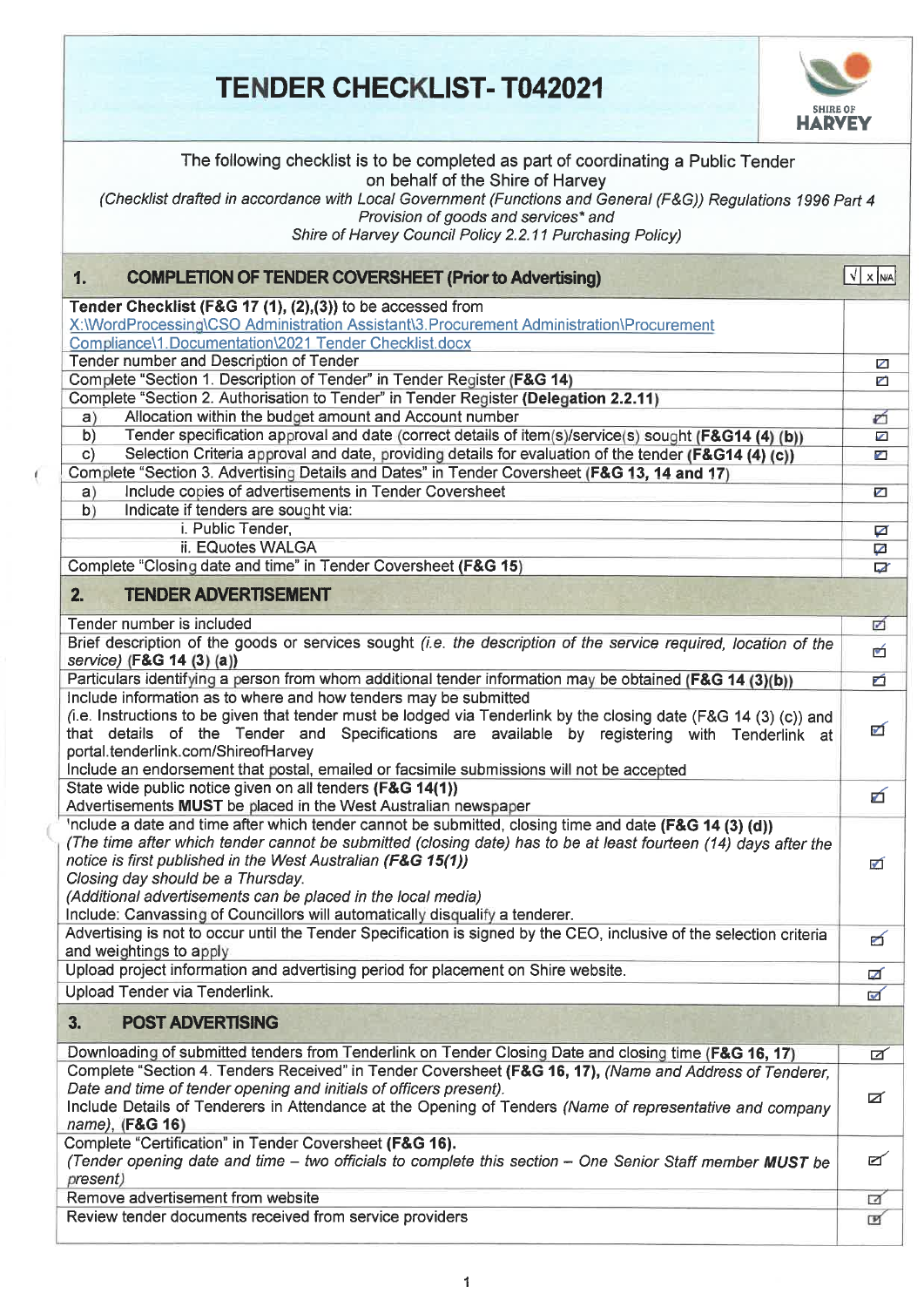# TENDER CHECKLIST- T042021

SHIRE OF HARVEY

The following checklist is to be completed as part of coordinating a Public Tender on behalf of the Shire of Harvey
*(Checklist drafted in accordance with Local Government (Functions and General (F&G)) Regulations 1996 Part 4 Provision of goods and services\* and Shire of Harvey Council Policy 2.2.11 Purchasing Policy)*

| **1. COMPLETION OF TENDER COVERSHEET (Prior to Advertising)** | √ x N/A |
|---|---|
| **Tender Checklist (F&G 17 (1), (2),(3))** to be accessed from X:\WordProcessing\CSO Administration Assistant\3.Procurement Administration\Procurement Compliance\1.Documentation\2021 Tender Checklist.docx | |
| Tender number and Description of Tender | ☑ |
| Complete "Section 1. Description of Tender" in Tender Register **(F&G 14)** | ☑ |
| Complete "Section 2. Authorisation to Tender" in Tender Register **(Delegation 2.2.11)** | |
| a) Allocation within the budget amount and Account number | ☑ |
| b) Tender specification approval and date (correct details of item(s)/service(s) sought **(F&G14 (4) (b))** | ☑ |
| c) Selection Criteria approval and date, providing details for evaluation of the tender **(F&G14 (4) (c))** | ☑ |
| Complete "Section 3. Advertising Details and Dates" in Tender Coversheet **(F&G 13, 14 and 17)** | |
| a) Include copies of advertisements in Tender Coversheet | ☑ |
| b) Indicate if tenders are sought via: | |
| i. Public Tender, | ☑ |
| ii. EQuotes WALGA | ☑ |
| Complete "Closing date and time" in Tender Coversheet **(F&G 15)** | ☑ |
| **2. TENDER ADVERTISEMENT** | |
| Tender number is included | ☑ |
| Brief description of the goods or services sought *(i.e. the description of the service required, location of the service)* **(F&G 14 (3) (a))** | ☑ |
| Particulars identifying a person from whom additional tender information may be obtained **(F&G 14 (3)(b))** | ☑ |
| Include information as to where and how tenders may be submitted (i.e. Instructions to be given that tender must be lodged via Tenderlink by the closing date (F&G 14 (3) (c)) and that details of the Tender and Specifications are available by registering with Tenderlink at portal.tenderlink.com/ShireofHarvey Include an endorsement that postal, emailed or facsimile submissions will not be accepted | ☑ |
| State wide public notice given on all tenders **(F&G 14(1))** Advertisements **MUST** be placed in the West Australian newspaper | ☑ |
| Include a date and time after which tender cannot be submitted, closing time and date **(F&G 14 (3) (d))** *(The time after which tender cannot be submitted (closing date) has to be at least fourteen (14) days after the notice is first published in the West Australian* **(F&G 15(1))** *Closing day should be a Thursday. (Additional advertisements can be placed in the local media)* Include: Canvassing of Councillors will automatically disqualify a tenderer. | ☑ |
| Advertising is not to occur until the Tender Specification is signed by the CEO, inclusive of the selection criteria and weightings to apply | ☑ |
| Upload project information and advertising period for placement on Shire website. | ☑ |
| Upload Tender via Tenderlink. | ☑ |
| **3. POST ADVERTISING** | |
| Downloading of submitted tenders from Tenderlink on Tender Closing Date and closing time **(F&G 16, 17)** | ☑ |
| Complete "Section 4. Tenders Received" in Tender Coversheet **(F&G 16, 17),** *(Name and Address of Tenderer, Date and time of tender opening and initials of officers present).* Include Details of Tenderers in Attendance at the Opening of Tenders *(Name of representative and company name),* **(F&G 16)** | ☑ |
| Complete "Certification" in Tender Coversheet **(F&G 16).** *(Tender opening date and time – two officials to complete this section – One Senior Staff member **MUST** be present)* | ☑ |
| Remove advertisement from website | ☑ |
| Review tender documents received from service providers | ☑ |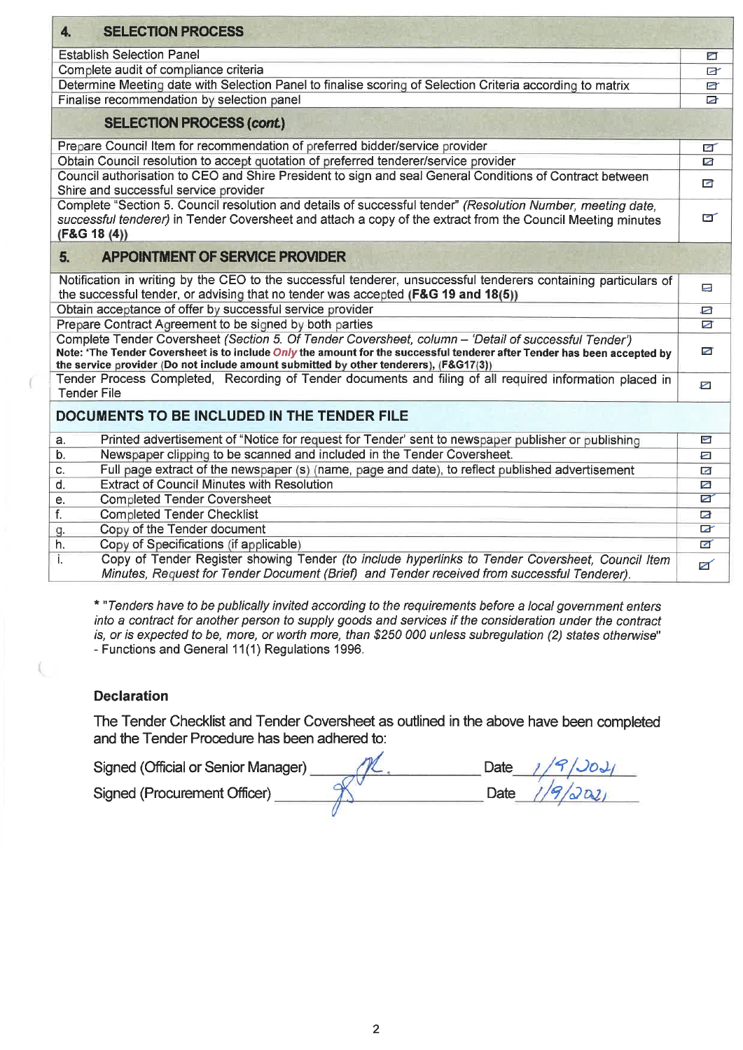| 4. SELECTION PROCESS | |
|---|---|
| Establish Selection Panel | ☑ |
| Complete audit of compliance criteria | ☑ |
| Determine Meeting date with Selection Panel to finalise scoring of Selection Criteria according to matrix | ☑ |
| Finalise recommendation by selection panel | ☑ |
| **SELECTION PROCESS (*cont.*)** | |
| Prepare Council Item for recommendation of preferred bidder/service provider | ☑ |
| Obtain Council resolution to accept quotation of preferred tenderer/service provider | ☑ |
| Council authorisation to CEO and Shire President to sign and seal General Conditions of Contract between Shire and successful service provider | ☑ |
| Complete "Section 5. Council resolution and details of successful tender" *(Resolution Number, meeting date, successful tenderer)* in Tender Coversheet and attach a copy of the extract from the Council Meeting minutes **(F&G 18 (4))** | ☑ |
| **5. APPOINTMENT OF SERVICE PROVIDER** | |
| Notification in writing by the CEO to the successful tenderer, unsuccessful tenderers containing particulars of the successful tender, or advising that no tender was accepted **(F&G 19 and 18(5))** | ☑ |
| Obtain acceptance of offer by successful service provider | ☑ |
| Prepare Contract Agreement to be signed by both parties | ☑ |
| Complete Tender Coversheet *(Section 5. Of Tender Coversheet, column – 'Detail of successful Tender')* **Note: 'The Tender Coversheet is to include *Only* the amount for the successful tenderer after Tender has been accepted by the service provider (Do not include amount submitted by other tenderers), (F&G17(3))** | ☑ |
| Tender Process Completed, Recording of Tender documents and filing of all required information placed in Tender File | ☑ |

| DOCUMENTS TO BE INCLUDED IN THE TENDER FILE | | |
|---|---|---|
| a. | Printed advertisement of "Notice for request for Tender' sent to newspaper publisher or publishing | ☑ |
| b. | Newspaper clipping to be scanned and included in the Tender Coversheet. | ☑ |
| c. | Full page extract of the newspaper (s) (name, page and date), to reflect published advertisement | ☑ |
| d. | Extract of Council Minutes with Resolution | ☑ |
| e. | Completed Tender Coversheet | ☑ |
| f. | Completed Tender Checklist | ☑ |
| g. | Copy of the Tender document | ☑ |
| h. | Copy of Specifications (if applicable) | ☑ |
| i. | Copy of Tender Register showing Tender *(to include hyperlinks to Tender Coversheet, Council Item Minutes, Request for Tender Document (Brief) and Tender received from successful Tenderer).* | ☑ |

* "*Tenders have to be publically invited according to the requirements before a local government enters into a contract for another person to supply goods and services if the consideration under the contract is, or is expected to be, more, or worth more, than $250 000 unless subregulation (2) states otherwise*" - Functions and General 11(1) Regulations 1996.

**Declaration**

The Tender Checklist and Tender Coversheet as outlined in the above have been completed and the Tender Procedure has been adhered to:

Signed (Official or Senior Manager) ____[signature]____ Date 1/9/2021

Signed (Procurement Officer) ____[signature]____ Date 1/9/2021